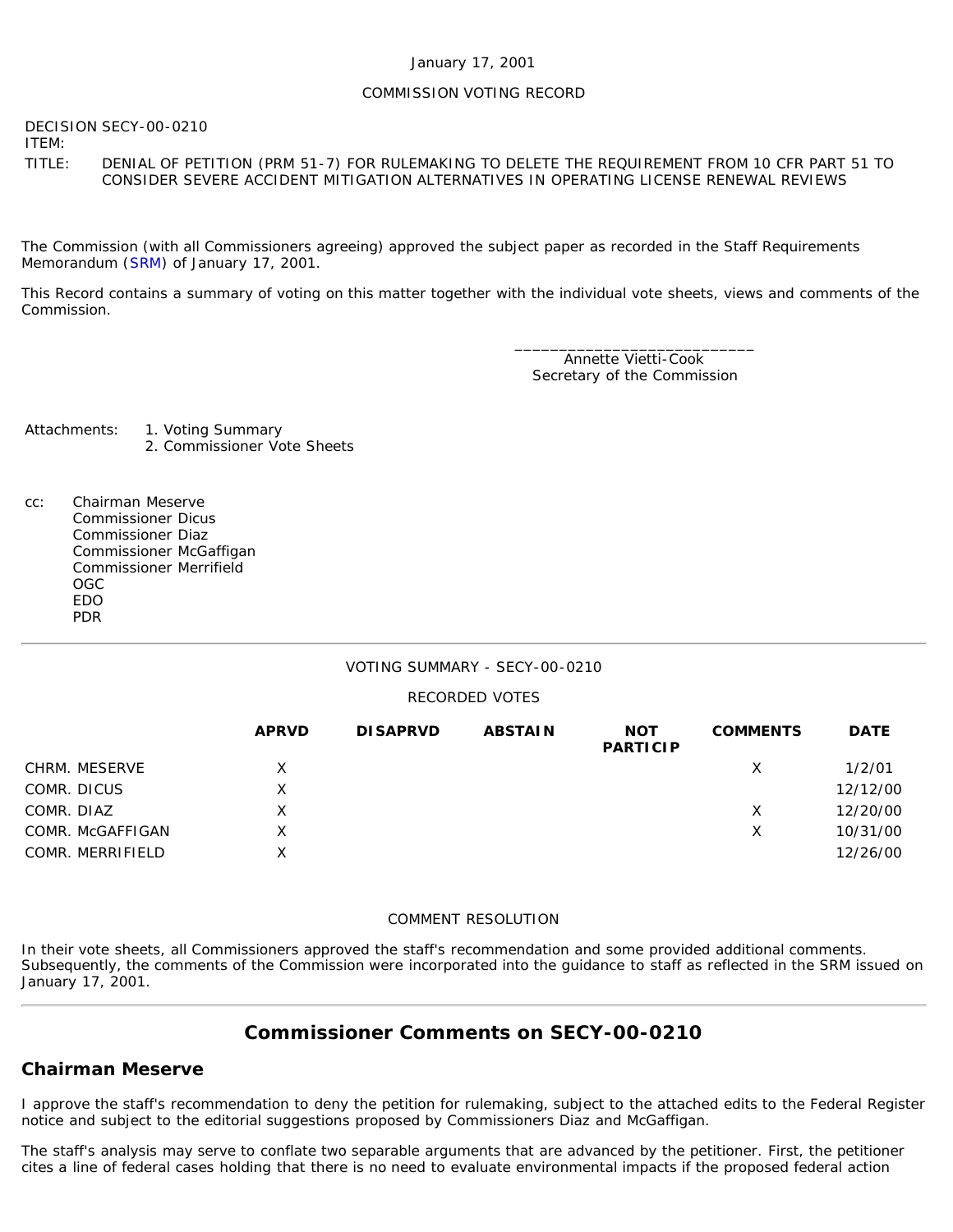January 17, 2001

COMMISSION VOTING RECORD

DECISION ITEM: SECY-00-0210

TITLE: DENIAL OF PETITION (PRM 51-7) FOR RULEMAKING TO DELETE THE REQUIREMENT FROM 10 CFR PART 51 TO CONSIDER SEVERE ACCIDENT MITIGATION ALTERNATIVES IN OPERATING LICENSE RENEWAL REVIEWS

The Commission (with all Commissioners agreeing) approved the subject paper as recorded in the Staff Requirements Memorandum (SRM) of January 17, 2001.

This Record contains a summary of voting on this matter together with the individual vote sheets, views and comments of the Commission.

\_\_\_\_\_\_\_\_\_\_\_\_\_\_\_\_\_\_\_\_\_\_\_\_\_\_\_\_
Annette Vietti-Cook
Secretary of the Commission

Attachments:
1. Voting Summary
2. Commissioner Vote Sheets

cc:
Chairman Meserve
Commissioner Dicus
Commissioner Diaz
Commissioner McGaffigan
Commissioner Merrifield
OGC
EDO
PDR

---

VOTING SUMMARY - SECY-00-0210

RECORDED VOTES

| | APRVD | DISAPRVD | ABSTAIN | NOT PARTICIP | COMMENTS | DATE |
|---|---|---|---|---|---|---|
| CHRM. MESERVE | X | | | | X | 1/2/01 |
| COMR. DICUS | X | | | | | 12/12/00 |
| COMR. DIAZ | X | | | | X | 12/20/00 |
| COMR. McGAFFIGAN | X | | | | X | 10/31/00 |
| COMR. MERRIFIELD | X | | | | | 12/26/00 |

COMMENT RESOLUTION

In their vote sheets, all Commissioners approved the staff's recommendation and some provided additional comments. Subsequently, the comments of the Commission were incorporated into the guidance to staff as reflected in the SRM issued on January 17, 2001.

---

## Commissioner Comments on SECY-00-0210

## Chairman Meserve

I approve the staff's recommendation to deny the petition for rulemaking, subject to the attached edits to the Federal Register notice and subject to the editorial suggestions proposed by Commissioners Diaz and McGaffigan.

The staff's analysis may serve to conflate two separable arguments that are advanced by the petitioner. First, the petitioner cites a line of federal cases holding that there is no need to evaluate environmental impacts if the proposed federal action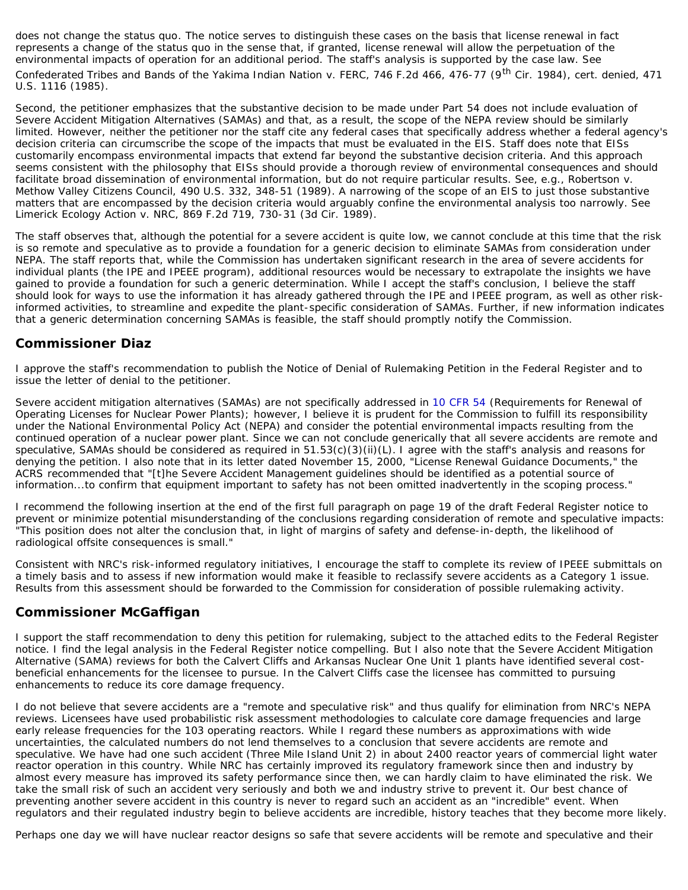does not change the status quo. The notice serves to distinguish these cases on the basis that license renewal in fact represents a change of the status quo in the sense that, if granted, license renewal will allow the perpetuation of the environmental impacts of operation for an additional period. The staff's analysis is supported by the case law. See Confederated Tribes and Bands of the Yakima Indian Nation v. FERC, 746 F.2d 466, 476-77 (9th Cir. 1984), cert. denied, 471 U.S. 1116 (1985).

Second, the petitioner emphasizes that the substantive decision to be made under Part 54 does not include evaluation of Severe Accident Mitigation Alternatives (SAMAs) and that, as a result, the scope of the NEPA review should be similarly limited. However, neither the petitioner nor the staff cite any federal cases that specifically address whether a federal agency's decision criteria can circumscribe the scope of the impacts that must be evaluated in the EIS. Staff does note that EISs customarily encompass environmental impacts that extend far beyond the substantive decision criteria. And this approach seems consistent with the philosophy that EISs should provide a thorough review of environmental consequences and should facilitate broad dissemination of environmental information, but do not require particular results. See, e.g., Robertson v. Methow Valley Citizens Council, 490 U.S. 332, 348-51 (1989). A narrowing of the scope of an EIS to just those substantive matters that are encompassed by the decision criteria would arguably confine the environmental analysis too narrowly. See Limerick Ecology Action v. NRC, 869 F.2d 719, 730-31 (3d Cir. 1989).

The staff observes that, although the potential for a severe accident is quite low, we cannot conclude at this time that the risk is so remote and speculative as to provide a foundation for a generic decision to eliminate SAMAs from consideration under NEPA. The staff reports that, while the Commission has undertaken significant research in the area of severe accidents for individual plants (the IPE and IPEEE program), additional resources would be necessary to extrapolate the insights we have gained to provide a foundation for such a generic determination. While I accept the staff's conclusion, I believe the staff should look for ways to use the information it has already gathered through the IPE and IPEEE program, as well as other risk-informed activities, to streamline and expedite the plant-specific consideration of SAMAs. Further, if new information indicates that a generic determination concerning SAMAs is feasible, the staff should promptly notify the Commission.

## Commissioner Diaz

I approve the staff's recommendation to publish the Notice of Denial of Rulemaking Petition in the Federal Register and to issue the letter of denial to the petitioner.

Severe accident mitigation alternatives (SAMAs) are not specifically addressed in 10 CFR 54 (Requirements for Renewal of Operating Licenses for Nuclear Power Plants); however, I believe it is prudent for the Commission to fulfill its responsibility under the National Environmental Policy Act (NEPA) and consider the potential environmental impacts resulting from the continued operation of a nuclear power plant. Since we can not conclude generically that all severe accidents are remote and speculative, SAMAs should be considered as required in 51.53(c)(3)(ii)(L). I agree with the staff's analysis and reasons for denying the petition. I also note that in its letter dated November 15, 2000, "License Renewal Guidance Documents," the ACRS recommended that "[t]he Severe Accident Management guidelines should be identified as a potential source of information...to confirm that equipment important to safety has not been omitted inadvertently in the scoping process."

I recommend the following insertion at the end of the first full paragraph on page 19 of the draft Federal Register notice to prevent or minimize potential misunderstanding of the conclusions regarding consideration of remote and speculative impacts: "This position does not alter the conclusion that, in light of margins of safety and defense-in-depth, the likelihood of radiological offsite consequences is small."

Consistent with NRC's risk-informed regulatory initiatives, I encourage the staff to complete its review of IPEEE submittals on a timely basis and to assess if new information would make it feasible to reclassify severe accidents as a Category 1 issue. Results from this assessment should be forwarded to the Commission for consideration of possible rulemaking activity.

## Commissioner McGaffigan

I support the staff recommendation to deny this petition for rulemaking, subject to the attached edits to the Federal Register notice. I find the legal analysis in the Federal Register notice compelling. But I also note that the Severe Accident Mitigation Alternative (SAMA) reviews for both the Calvert Cliffs and Arkansas Nuclear One Unit 1 plants have identified several cost-beneficial enhancements for the licensee to pursue. In the Calvert Cliffs case the licensee has committed to pursuing enhancements to reduce its core damage frequency.

I do not believe that severe accidents are a "remote and speculative risk" and thus qualify for elimination from NRC's NEPA reviews. Licensees have used probabilistic risk assessment methodologies to calculate core damage frequencies and large early release frequencies for the 103 operating reactors. While I regard these numbers as approximations with wide uncertainties, the calculated numbers do not lend themselves to a conclusion that severe accidents are remote and speculative. We have had one such accident (Three Mile Island Unit 2) in about 2400 reactor years of commercial light water reactor operation in this country. While NRC has certainly improved its regulatory framework since then and industry by almost every measure has improved its safety performance since then, we can hardly claim to have eliminated the risk. We take the small risk of such an accident very seriously and both we and industry strive to prevent it. Our best chance of preventing another severe accident in this country is never to regard such an accident as an "incredible" event. When regulators and their regulated industry begin to believe accidents are incredible, history teaches that they become more likely.

Perhaps one day we will have nuclear reactor designs so safe that severe accidents will be remote and speculative and their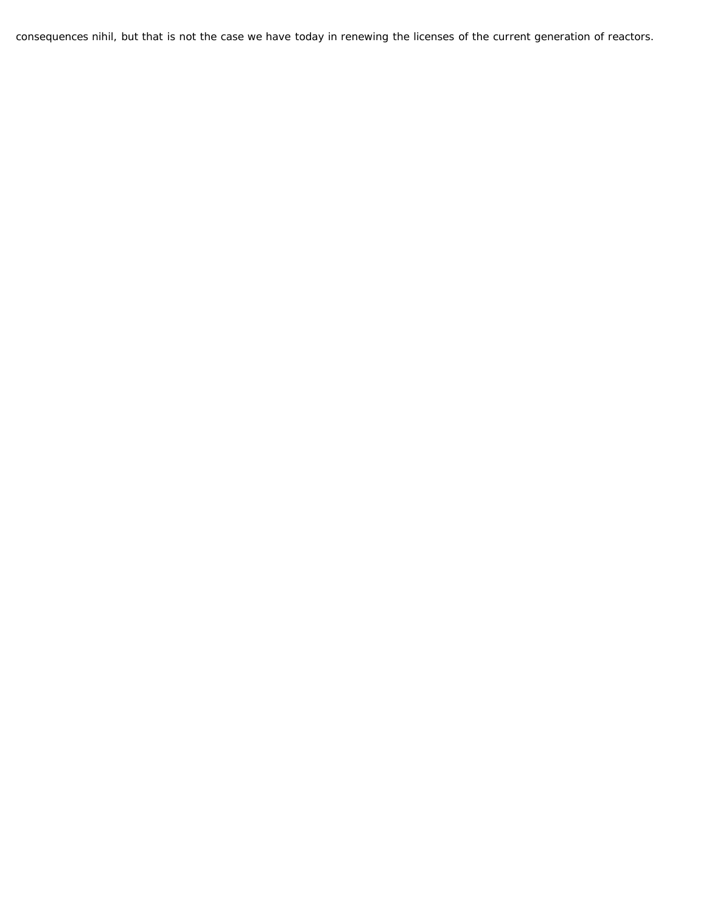consequences nihil, but that is not the case we have today in renewing the licenses of the current generation of reactors.